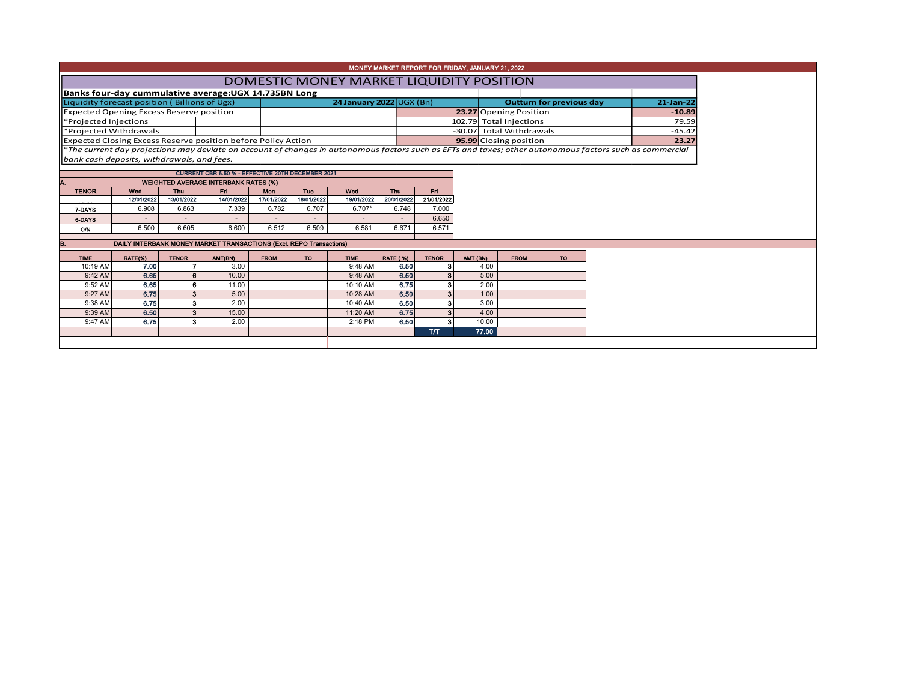# MONEY MARKET REPORT FOR FRIDAY, JANUARY 21, 2022

## DOMESTIC MONEY MARKET LIQUIDITY POSITION

**Banks four-day cummulative average:UGX 14.735BN Long**

| Liquidity forecast position ( Billions of Ugx) | 24 January 2022 UGX (Bn) | Outturn for previous day | 21-Jan-22 |
|---|---|---|---|
| Expected Opening Excess Reserve position | **23.27** | Opening Position | **-10.89** |
| *Projected Injections | 102.79 | Total Injections | 79.59 |
| *Projected Withdrawals | -30.07 | Total Withdrawals | -45.42 |
| Expected Closing Excess Reserve position before Policy Action | **95.99** | Closing position | **23.27** |

*\*The current day projections may deviate on account of changes in autonomous factors such as EFTs and taxes; other autonomous factors such as commercial bank cash deposits, withdrawals, and fees.*

**CURRENT CBR 6.50 % - EFFECTIVE 20TH DECEMBER 2021**

### A. WEIGHTED AVERAGE INTERBANK RATES (%)

| TENOR | Wed 12/01/2022 | Thu 13/01/2022 | Fri 14/01/2022 | Mon 17/01/2022 | Tue 18/01/2022 | Wed 19/01/2022 | Thu 20/01/2022 | Fri 21/01/2022 |
|---|---|---|---|---|---|---|---|---|
| 7-DAYS | 6.908 | 6.863 | 7.339 | 6.782 | 6.707 | 6.707* | 6.748 | 7.000 |
| 6-DAYS | - | - | - | - | - | - | - | 6.650 |
| O/N | 6.500 | 6.605 | 6.600 | 6.512 | 6.509 | 6.581 | 6.671 | 6.571 |

### B. DAILY INTERBANK MONEY MARKET TRANSACTIONS (Excl. REPO Transactions)

| TIME | RATE(%) | TENOR | AMT(BN) | FROM | TO | TIME | RATE (%) | TENOR | AMT (BN) | FROM | TO |
|---|---|---|---|---|---|---|---|---|---|---|---|
| 10:19 AM | 7.00 | 7 | 3.00 | | | 9:48 AM | 6.50 | 3 | 4.00 | | |
| 9:42 AM | 6.65 | 6 | 10.00 | | | 9:48 AM | 6.50 | 3 | 5.00 | | |
| 9:52 AM | 6.65 | 6 | 11.00 | | | 10:10 AM | 6.75 | 3 | 2.00 | | |
| 9:27 AM | 6.75 | 3 | 5.00 | | | 10:28 AM | 6.50 | 3 | 1.00 | | |
| 9:38 AM | 6.75 | 3 | 2.00 | | | 10:40 AM | 6.50 | 3 | 3.00 | | |
| 9:39 AM | 6.50 | 3 | 15.00 | | | 11:20 AM | 6.75 | 3 | 4.00 | | |
| 9:47 AM | 6.75 | 3 | 2.00 | | | 2:18 PM | 6.50 | 3 | 10.00 | | |
| | | | | | | | | T/T | 77.00 | | |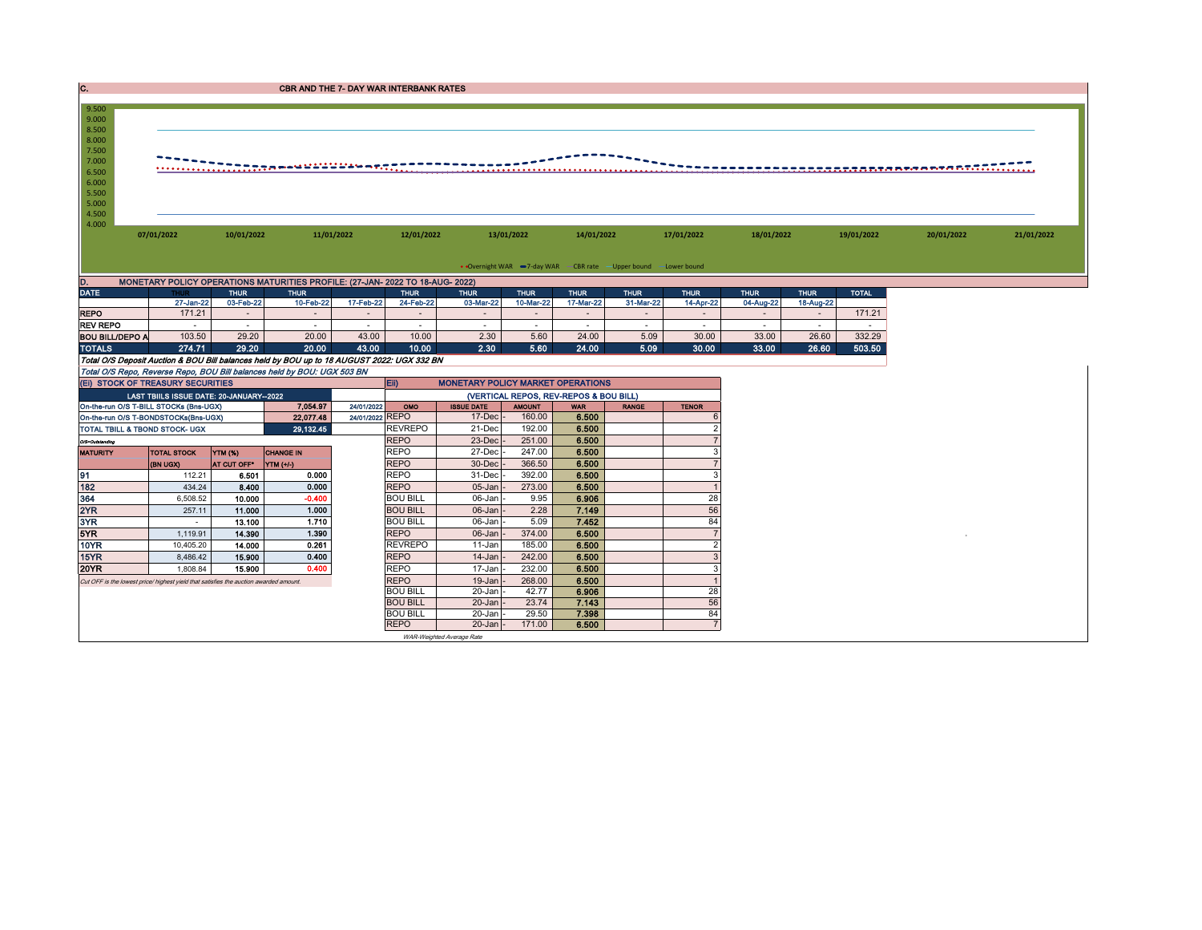## C. CBR AND THE 7- DAY WAR INTERBANK RATES

9.500
9.000
8.500
8.000
7.500
7.000
6.500
6.000
5.500
5.000
4.500
4.000

07/01/2022 10/01/2022 11/01/2022 12/01/2022 13/01/2022 14/01/2022 17/01/2022 18/01/2022 19/01/2022 20/01/2022 21/01/2022

Overnight WAR — 7-day WAR — CBR rate — Upper bound — Lower bound

## D. MONETARY POLICY OPERATIONS MATURITIES PROFILE: (27-JAN- 2022 TO 18-AUG- 2022)

| DATE | THUR | THUR | THUR | | THUR | THUR | THUR | THUR | THUR | THUR | THUR | THUR | TOTAL |
|---|---|---|---|---|---|---|---|---|---|---|---|---|---|
| | 27-Jan-22 | 03-Feb-22 | 10-Feb-22 | 17-Feb-22 | 24-Feb-22 | 03-Mar-22 | 10-Mar-22 | 17-Mar-22 | 31-Mar-22 | 14-Apr-22 | 04-Aug-22 | 18-Aug-22 | |
| REPO | 171.21 | - | - | - | - | - | - | - | - | - | - | - | 171.21 |
| REV REPO | - | - | - | - | - | - | - | - | - | - | - | - | - |
| BOU BILL/DEPO A | 103.50 | 29.20 | 20.00 | 43.00 | 10.00 | 2.30 | 5.60 | 24.00 | 5.09 | 30.00 | 33.00 | 26.60 | 332.29 |
| TOTALS | 274.71 | 29.20 | 20.00 | 43.00 | 10.00 | 2.30 | 5.60 | 24.00 | 5.09 | 30.00 | 33.00 | 26.60 | 503.50 |

*Total O/S Deposit Auction & BOU Bill balances held by BOU up to 18 AUGUST 2022: UGX 332 BN*

*Total O/S Repo, Reverse Repo, BOU Bill balances held by BOU: UGX 503 BN*

### (Ei) STOCK OF TREASURY SECURITIES

| LAST TBIILS ISSUE DATE: 20-JANUARY--2022 | | |
|---|---|---|
| On-the-run O/S T-BILL STOCKs (Bns-UGX) | 7,054.97 | 24/01/2022 |
| On-the-run O/S T-BONDSTOCKs(Bns-UGX) | 22,077.48 | 24/01/2022 |
| TOTAL TBILL & TBOND STOCK- UGX | 29,132.45 | |

*O/S=Outstanding*

| MATURITY | TOTAL STOCK (BN UGX) | YTM (%) AT CUT OFF* | CHANGE IN YTM (+/-) |
|---|---|---|---|
| 91 | 112.21 | 6.501 | 0.000 |
| 182 | 434.24 | 8.400 | 0.000 |
| 364 | 6,508.52 | 10.000 | -0.400 |
| 2YR | 257.11 | 11.000 | 1.000 |
| 3YR | - | 13.100 | 1.710 |
| 5YR | 1,119.91 | 14.390 | 1.390 |
| 10YR | 10,405.20 | 14.000 | 0.261 |
| 15YR | 8,486.42 | 15.900 | 0.400 |
| 20YR | 1,808.84 | 15.900 | 0.400 |

*Cut OFF is the lowest price/ highest yield that satisfies the auction awarded amount.*

### Eii) MONETARY POLICY MARKET OPERATIONS

(VERTICAL REPOS, REV-REPOS & BOU BILL)

| OMO | ISSUE DATE | AMOUNT | WAR | RANGE | TENOR |
|---|---|---|---|---|---|
| REPO | 17-Dec - | 160.00 | 6.500 | | 6 |
| REVREPO | 21-Dec | 192.00 | 6.500 | | 2 |
| REPO | 23-Dec - | 251.00 | 6.500 | | 7 |
| REPO | 27-Dec - | 247.00 | 6.500 | | 3 |
| REPO | 30-Dec - | 366.50 | 6.500 | | 7 |
| REPO | 31-Dec - | 392.00 | 6.500 | | 3 |
| REPO | 05-Jan - | 273.00 | 6.500 | | 1 |
| BOU BILL | 06-Jan - | 9.95 | 6.906 | | 28 |
| BOU BILL | 06-Jan - | 2.28 | 7.149 | | 56 |
| BOU BILL | 06-Jan - | 5.09 | 7.452 | | 84 |
| REPO | 06-Jan - | 374.00 | 6.500 | | 7 |
| REVREPO | 11-Jan | 185.00 | 6.500 | | 2 |
| REPO | 14-Jan - | 242.00 | 6.500 | | 3 |
| REPO | 17-Jan - | 232.00 | 6.500 | | 3 |
| REPO | 19-Jan - | 268.00 | 6.500 | | 1 |
| BOU BILL | 20-Jan - | 42.77 | 6.906 | | 28 |
| BOU BILL | 20-Jan - | 23.74 | 7.143 | | 56 |
| BOU BILL | 20-Jan - | 29.50 | 7.398 | | 84 |
| REPO | 20-Jan - | 171.00 | 6.500 | | 7 |

*WAR-Weighted Average Rate*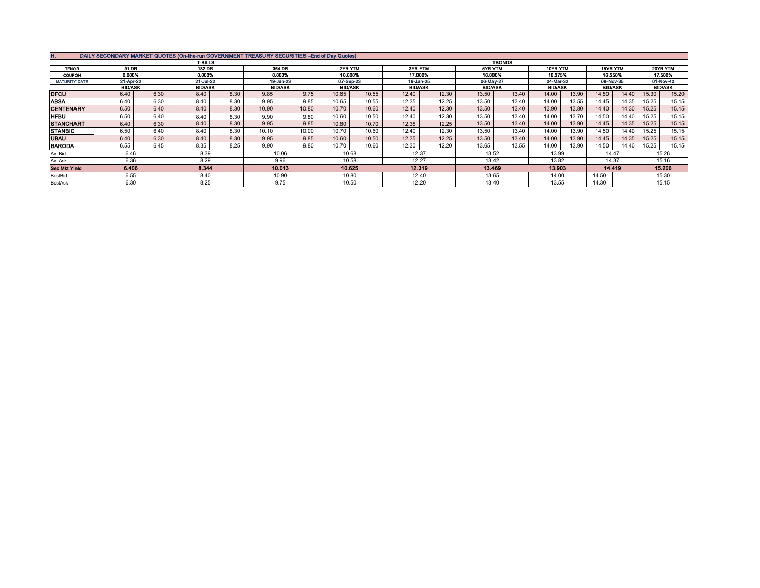**H. DAILY SECONDARY MARKET QUOTES (On-the-run GOVERNMENT TREASURY SECURITIES –End of Day Quotes)**

| | T-BILLS | | | | | | TBONDS | | | | | | | | | | | |
|---|---|---|---|---|---|---|---|---|---|---|---|---|---|---|---|---|---|---|
| **TENOR** | **91 DR** | | **182 DR** | | **364 DR** | | **2YR YTM** | | **3YR YTM** | | **5YR YTM** | | **10YR YTM** | | **15YR YTM** | | **20YR YTM** | |
| **COUPON** | **0.000%** | | **0.000%** | | **0.000%** | | **10.000%** | | **17.000%** | | **16.000%** | | **16.375%** | | **16.250%** | | **17.500%** | |
| MATURITY DATE | **21-Apr-22** | | **21-Jul-22** | | **19-Jan-23** | | **07-Sep-23** | | **16-Jan-25** | | **06-May-27** | | **04-Mar-32** | | **08-Nov-35** | | **01-Nov-40** | |
| | **BID/ASK** | | **BID/ASK** | | **BID/ASK** | | **BID/ASK** | | **BID/ASK** | | **BID/ASK** | | **BID/ASK** | | **BID/ASK** | | **BID/ASK** | |
| **DFCU** | 6.40 | 6.30 | 8.40 | 8.30 | 9.85 | 9.75 | 10.65 | 10.55 | 12.40 | 12.30 | 13.50 | 13.40 | 14.00 | 13.90 | 14.50 | 14.40 | 15.30 | 15.20 |
| **ABSA** | 6.40 | 6.30 | 8.40 | 8.30 | 9.95 | 9.85 | 10.65 | 10.55 | 12.35 | 12.25 | 13.50 | 13.40 | 14.00 | 13.55 | 14.45 | 14.35 | 15.25 | 15.15 |
| **CENTENARY** | 6.50 | 6.40 | 8.40 | 8.30 | 10.90 | 10.80 | 10.70 | 10.60 | 12.40 | 12.30 | 13.50 | 13.40 | 13.90 | 13.80 | 14.40 | 14.30 | 15.25 | 15.15 |
| **HFBU** | 6.50 | 6.40 | 8.40 | 8.30 | 9.90 | 9.80 | 10.60 | 10.50 | 12.40 | 12.30 | 13.50 | 13.40 | 14.00 | 13.70 | 14.50 | 14.40 | 15.25 | 15.15 |
| **STANCHART** | 6.40 | 6.30 | 8.40 | 8.30 | 9.95 | 9.85 | 10.80 | 10.70 | 12.35 | 12.25 | 13.50 | 13.40 | 14.00 | 13.90 | 14.45 | 14.35 | 15.25 | 15.15 |
| **STANBIC** | 6.50 | 6.40 | 8.40 | 8.30 | 10.10 | 10.00 | 10.70 | 10.60 | 12.40 | 12.30 | 13.50 | 13.40 | 14.00 | 13.90 | 14.50 | 14.40 | 15.25 | 15.15 |
| **UBAU** | 6.40 | 6.30 | 8.40 | 8.30 | 9.95 | 9.85 | 10.60 | 10.50 | 12.35 | 12.25 | 13.50 | 13.40 | 14.00 | 13.90 | 14.45 | 14.35 | 15.25 | 15.15 |
| **BARODA** | 6.55 | 6.45 | 8.35 | 8.25 | 9.90 | 9.80 | 10.70 | 10.60 | 12.30 | 12.20 | 13.65 | 13.55 | 14.00 | 13.90 | 14.50 | 14.40 | 15.25 | 15.15 |
| Av. Bid | 6.46 | | 8.39 | | 10.06 | | 10.68 | | 12.37 | | 13.52 | | 13.99 | | 14.47 | | 15.26 | |
| Av. Ask | 6.36 | | 8.29 | | 9.96 | | 10.58 | | 12.27 | | 13.42 | | 13.82 | | 14.37 | | 15.16 | |
| **Sec Mkt Yield** | **6.406** | | **8.344** | | **10.013** | | **10.625** | | **12.319** | | **13.469** | | **13.903** | | **14.419** | | **15.206** | |
| BestBid | 6.55 | | 8.40 | | 10.90 | | 10.80 | | 12.40 | | 13.65 | | 14.00 | | 14.50 | | 15.30 | |
| BestAsk | 6.30 | | 8.25 | | 9.75 | | 10.50 | | 12.20 | | 13.40 | | 13.55 | | 14.30 | | 15.15 | |